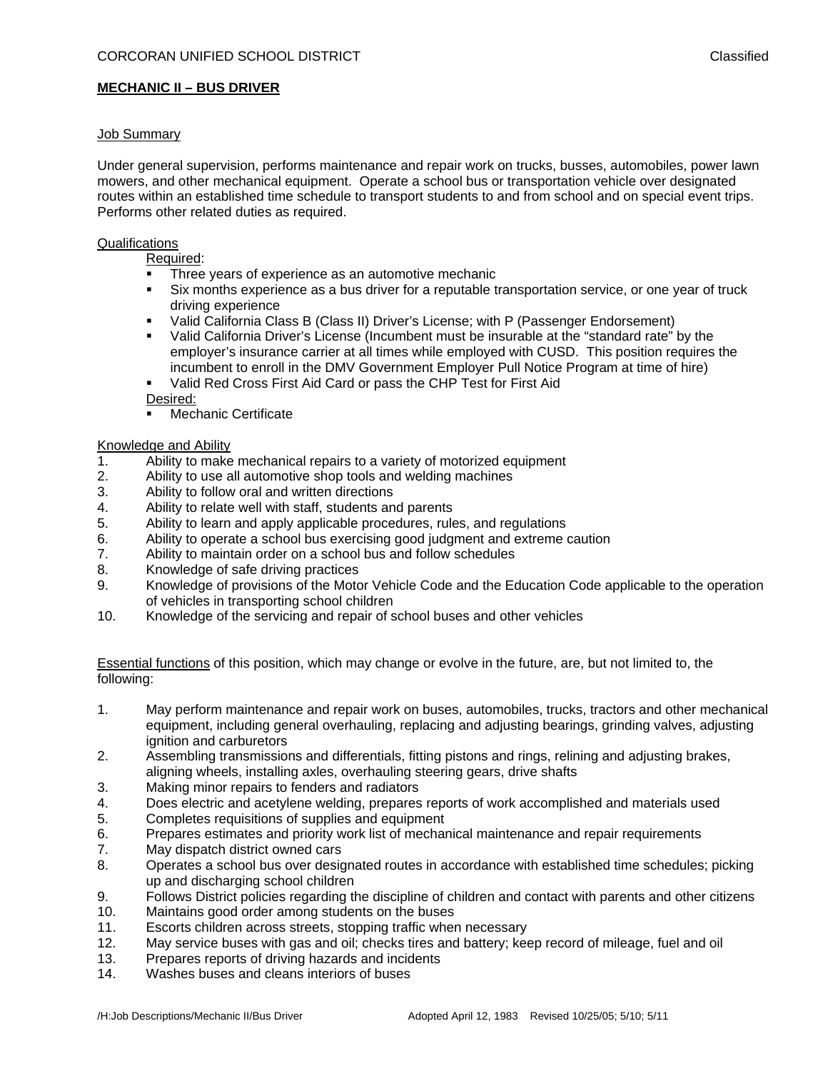CORCORAN UNIFIED SCHOOL DISTRICT Classified

## MECHANIC II – BUS DRIVER

### Job Summary

Under general supervision, performs maintenance and repair work on trucks, busses, automobiles, power lawn mowers, and other mechanical equipment. Operate a school bus or transportation vehicle over designated routes within an established time schedule to transport students to and from school and on special event trips. Performs other related duties as required.

### Qualifications

Required:

- Three years of experience as an automotive mechanic
- Six months experience as a bus driver for a reputable transportation service, or one year of truck driving experience
- Valid California Class B (Class II) Driver's License; with P (Passenger Endorsement)
- Valid California Driver's License (Incumbent must be insurable at the "standard rate" by the employer's insurance carrier at all times while employed with CUSD. This position requires the incumbent to enroll in the DMV Government Employer Pull Notice Program at time of hire)
- Valid Red Cross First Aid Card or pass the CHP Test for First Aid

Desired:

- Mechanic Certificate

### Knowledge and Ability

1. Ability to make mechanical repairs to a variety of motorized equipment
2. Ability to use all automotive shop tools and welding machines
3. Ability to follow oral and written directions
4. Ability to relate well with staff, students and parents
5. Ability to learn and apply applicable procedures, rules, and regulations
6. Ability to operate a school bus exercising good judgment and extreme caution
7. Ability to maintain order on a school bus and follow schedules
8. Knowledge of safe driving practices
9. Knowledge of provisions of the Motor Vehicle Code and the Education Code applicable to the operation of vehicles in transporting school children
10. Knowledge of the servicing and repair of school buses and other vehicles

Essential functions of this position, which may change or evolve in the future, are, but not limited to, the following:

1. May perform maintenance and repair work on buses, automobiles, trucks, tractors and other mechanical equipment, including general overhauling, replacing and adjusting bearings, grinding valves, adjusting ignition and carburetors
2. Assembling transmissions and differentials, fitting pistons and rings, relining and adjusting brakes, aligning wheels, installing axles, overhauling steering gears, drive shafts
3. Making minor repairs to fenders and radiators
4. Does electric and acetylene welding, prepares reports of work accomplished and materials used
5. Completes requisitions of supplies and equipment
6. Prepares estimates and priority work list of mechanical maintenance and repair requirements
7. May dispatch district owned cars
8. Operates a school bus over designated routes in accordance with established time schedules; picking up and discharging school children
9. Follows District policies regarding the discipline of children and contact with parents and other citizens
10. Maintains good order among students on the buses
11. Escorts children across streets, stopping traffic when necessary
12. May service buses with gas and oil; checks tires and battery; keep record of mileage, fuel and oil
13. Prepares reports of driving hazards and incidents
14. Washes buses and cleans interiors of buses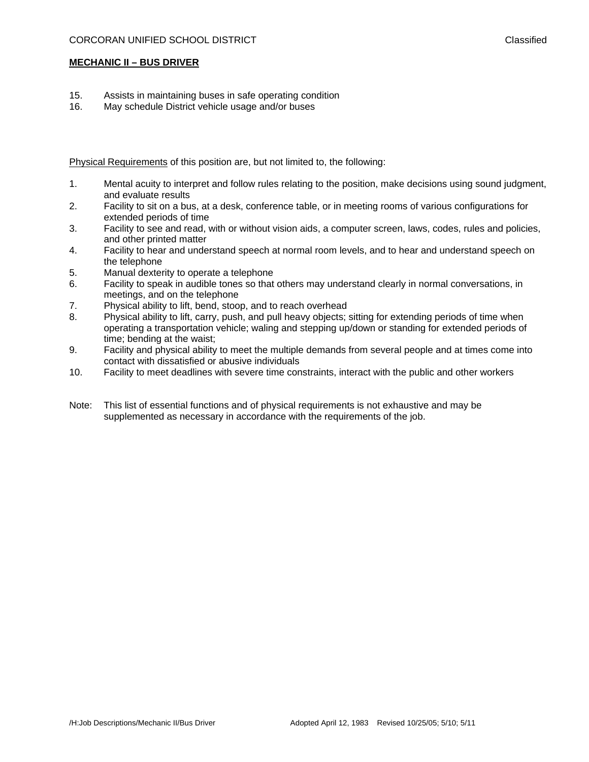**MECHANIC II – BUS DRIVER**

15. Assists in maintaining buses in safe operating condition
16. May schedule District vehicle usage and/or buses

Physical Requirements of this position are, but not limited to, the following:

1. Mental acuity to interpret and follow rules relating to the position, make decisions using sound judgment, and evaluate results
2. Facility to sit on a bus, at a desk, conference table, or in meeting rooms of various configurations for extended periods of time
3. Facility to see and read, with or without vision aids, a computer screen, laws, codes, rules and policies, and other printed matter
4. Facility to hear and understand speech at normal room levels, and to hear and understand speech on the telephone
5. Manual dexterity to operate a telephone
6. Facility to speak in audible tones so that others may understand clearly in normal conversations, in meetings, and on the telephone
7. Physical ability to lift, bend, stoop, and to reach overhead
8. Physical ability to lift, carry, push, and pull heavy objects; sitting for extending periods of time when operating a transportation vehicle; waling and stepping up/down or standing for extended periods of time; bending at the waist;
9. Facility and physical ability to meet the multiple demands from several people and at times come into contact with dissatisfied or abusive individuals
10. Facility to meet deadlines with severe time constraints, interact with the public and other workers

Note: This list of essential functions and of physical requirements is not exhaustive and may be supplemented as necessary in accordance with the requirements of the job.

/H:Job Descriptions/Mechanic II/Bus Driver Adopted April 12, 1983 Revised 10/25/05; 5/10; 5/11